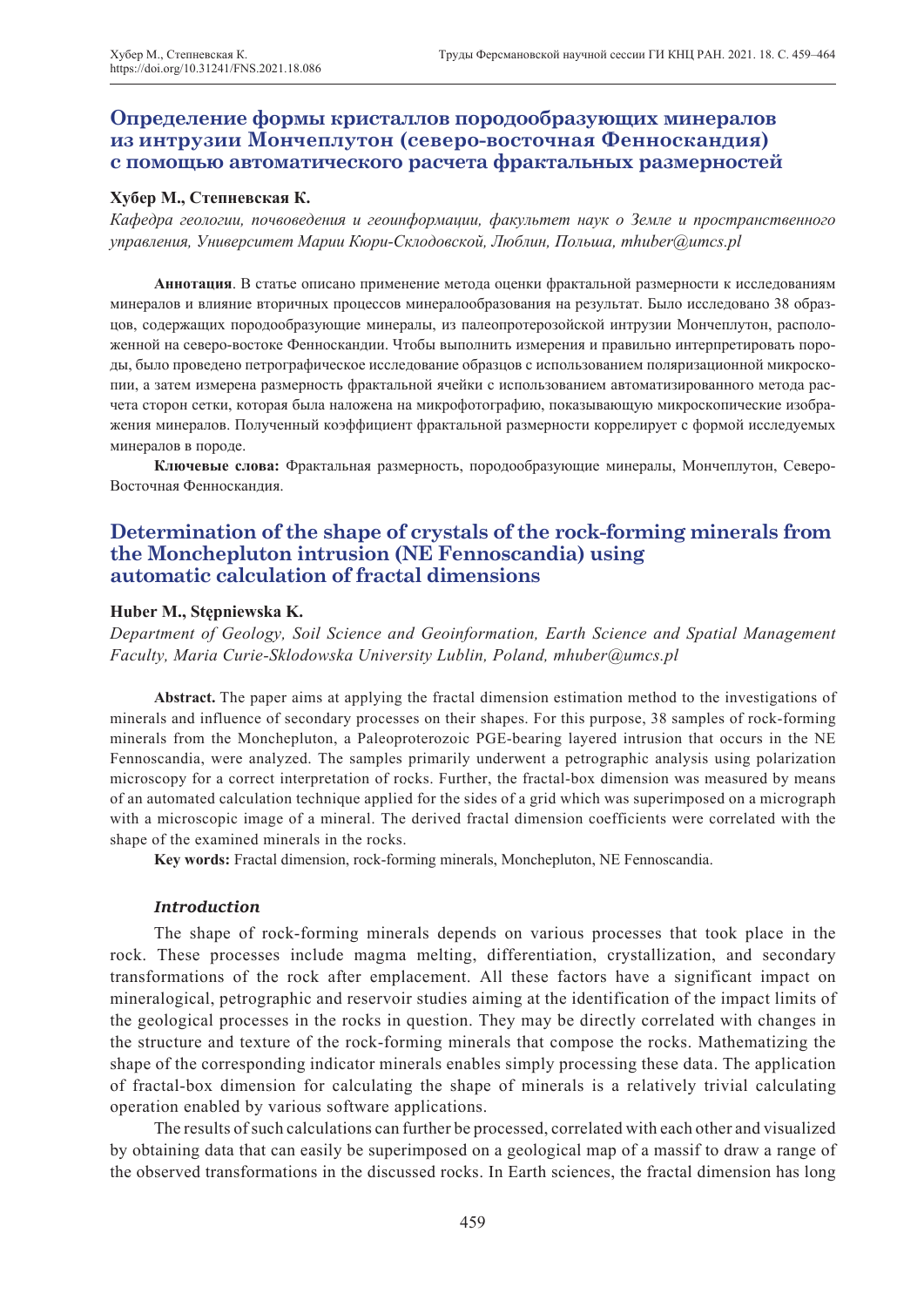# Определение формы кристаллов породообразующих минералов из интрузии Мончеплутон (северо-восточная Фенноскандия) с помощью автоматического расчета фрактальных размерностей

**Хубер М., Степневская К.**

*Кафедра геологии, почвоведения и геоинформации, факультет наук о Земле и пространственного управления, Университет Марии Кюри-Склодовской, Люблин, Польша, mhuber@umcs.pl*

**Аннотация**. В статье описано применение метода оценки фрактальной размерности к исследованиям минералов и влияние вторичных процессов минералообразования на результат. Было исследовано 38 образцов, содержащих породообразующие минералы, из палеопротерозойской интрузии Мончеплутон, расположенной на северо-востоке Фенноскандии. Чтобы выполнить измерения и правильно интерпретировать породы, было проведено петрографическое исследование образцов с использованием поляризационной микроскопии, а затем измерена размерность фрактальной ячейки с использованием автоматизированного метода расчета сторон сетки, которая была наложена на микрофотографию, показывающую микроскопические изображения минералов. Полученный коэффициент фрактальной размерности коррелирует с формой исследуемых минералов в породе.

**Ключевые слова:** Фрактальная размерность, породообразующие минералы, Мончеплутон, Северо-Восточная Фенноскандия.

# Determination of the shape of crystals of the rock-forming minerals from the Moncheplutron intrusion (NE Fennoscandia) using automatic calculation of fractal dimensions

**Huber M., Stępniewska K.**

*Department of Geology, Soil Science and Geoinformation, Earth Science and Spatial Management Faculty, Maria Curie-Sklodowska University Lublin, Poland, mhuber@umcs.pl*

**Abstract.** The paper aims at applying the fractal dimension estimation method to the investigations of minerals and influence of secondary processes on their shapes. For this purpose, 38 samples of rock-forming minerals from the Moncheplutron, a Paleoproterozoic PGE-bearing layered intrusion that occurs in the NE Fennoscandia, were analyzed. The samples primarily underwent a petrographic analysis using polarization microscopy for a correct interpretation of rocks. Further, the fractal-box dimension was measured by means of an automated calculation technique applied for the sides of a grid which was superimposed on a micrograph with a microscopic image of a mineral. The derived fractal dimension coefficients were correlated with the shape of the examined minerals in the rocks.

**Key words:** Fractal dimension, rock-forming minerals, Moncheplutron, NE Fennoscandia.

## *Introduction*

The shape of rock-forming minerals depends on various processes that took place in the rock. These processes include magma melting, differentiation, crystallization, and secondary transformations of the rock after emplacement. All these factors have a significant impact on mineralogical, petrographic and reservoir studies aiming at the identification of the impact limits of the geological processes in the rocks in question. They may be directly correlated with changes in the structure and texture of the rock-forming minerals that compose the rocks. Mathematizing the shape of the corresponding indicator minerals enables simply processing these data. The application of fractal-box dimension for calculating the shape of minerals is a relatively trivial calculating operation enabled by various software applications.

The results of such calculations can further be processed, correlated with each other and visualized by obtaining data that can easily be superimposed on a geological map of a massif to draw a range of the observed transformations in the discussed rocks. In Earth sciences, the fractal dimension has long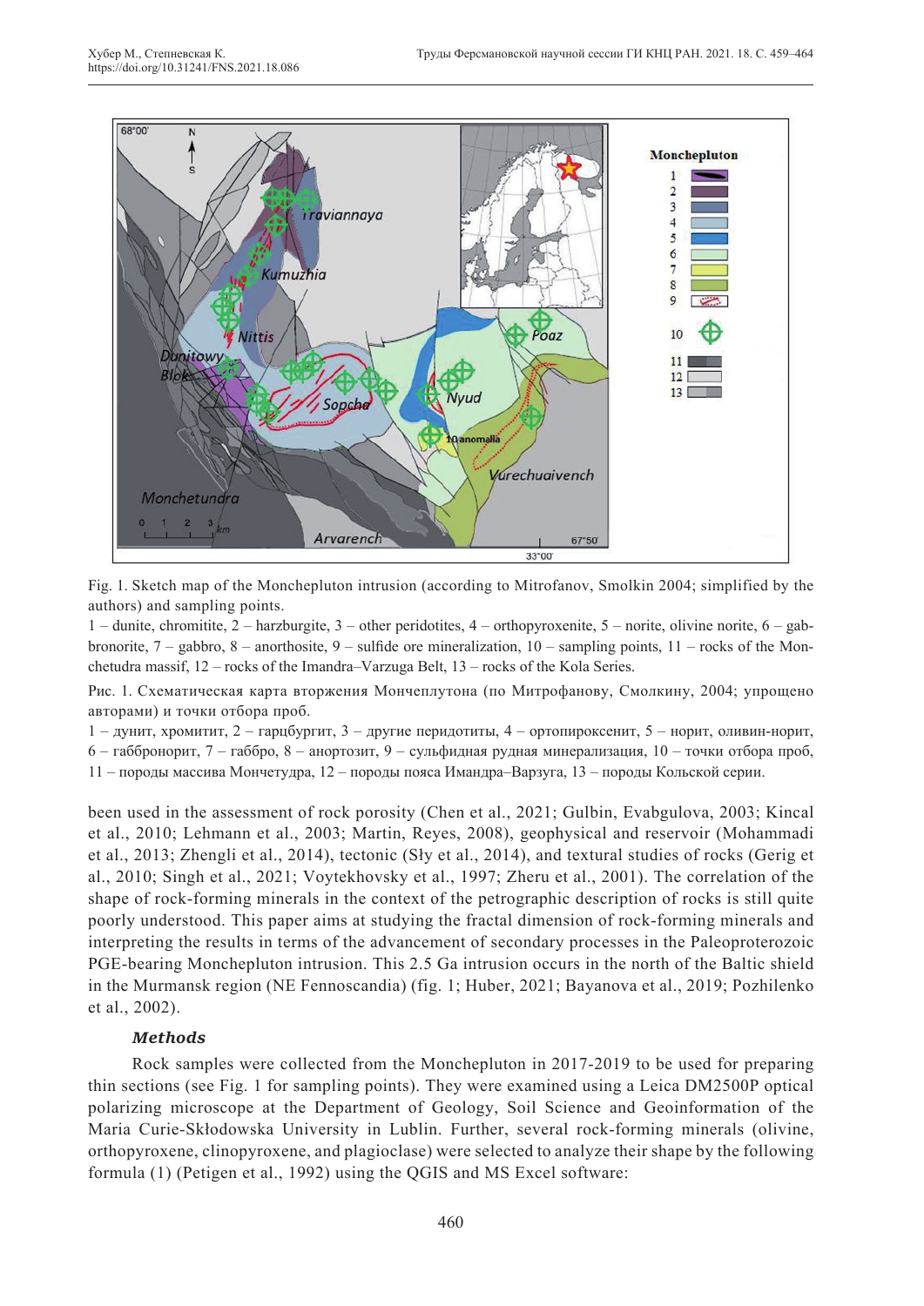Fig. 1. Sketch map of the Monchepluton intrusion (according to Mitrofanov, Smolkin 2004; simplified by the authors) and sampling points.

1 – dunite, chromitite, 2 – harzburgite, 3 – other peridotites, 4 – orthopyroxenite, 5 – norite, olivine norite, 6 – gabbronorite, 7 – gabbro, 8 – anorthosite, 9 – sulfide ore mineralization, 10 – sampling points, 11 – rocks of the Monchetudra massif, 12 – rocks of the Imandra–Varzuga Belt, 13 – rocks of the Kola Series.

Рис. 1. Схематическая карта вторжения Мончеплутона (по Митрофанову, Смолкину, 2004; упрощено авторами) и точки отбора проб.

1 – дунит, хромитит, 2 – гарцбургит, 3 – другие перидотиты, 4 – ортопироксенит, 5 – норит, оливин-норит, 6 – габбронорит, 7 – габбро, 8 – анортозит, 9 – сульфидная рудная минерализация, 10 – точки отбора проб, 11 – породы массива Мончетудра, 12 – породы пояса Имандра–Варзуга, 13 – породы Кольской серии.

been used in the assessment of rock porosity (Chen et al., 2021; Gulbin, Evabgulova, 2003; Kincal et al., 2010; Lehmann et al., 2003; Martin, Reyes, 2008), geophysical and reservoir (Mohammadi et al., 2013; Zhengli et al., 2014), tectonic (Sły et al., 2014), and textural studies of rocks (Gerig et al., 2010; Singh et al., 2021; Voytekhovsky et al., 1997; Zheru et al., 2001). The correlation of the shape of rock-forming minerals in the context of the petrographic description of rocks is still quite poorly understood. This paper aims at studying the fractal dimension of rock-forming minerals and interpreting the results in terms of the advancement of secondary processes in the Paleoproterozoic PGE-bearing Monchepluton intrusion. This 2.5 Ga intrusion occurs in the north of the Baltic shield in the Murmansk region (NE Fennoscandia) (fig. 1; Huber, 2021; Bayanova et al., 2019; Pozhilenko et al., 2002).

### *Methods*

Rock samples were collected from the Monchepluton in 2017-2019 to be used for preparing thin sections (see Fig. 1 for sampling points). They were examined using a Leica DM2500P optical polarizing microscope at the Department of Geology, Soil Science and Geoinformation of the Maria Curie-Skłodowska University in Lublin. Further, several rock-forming minerals (olivine, orthopyroxene, clinopyroxene, and plagioclase) were selected to analyze their shape by the following formula (1) (Petigen et al., 1992) using the QGIS and MS Excel software: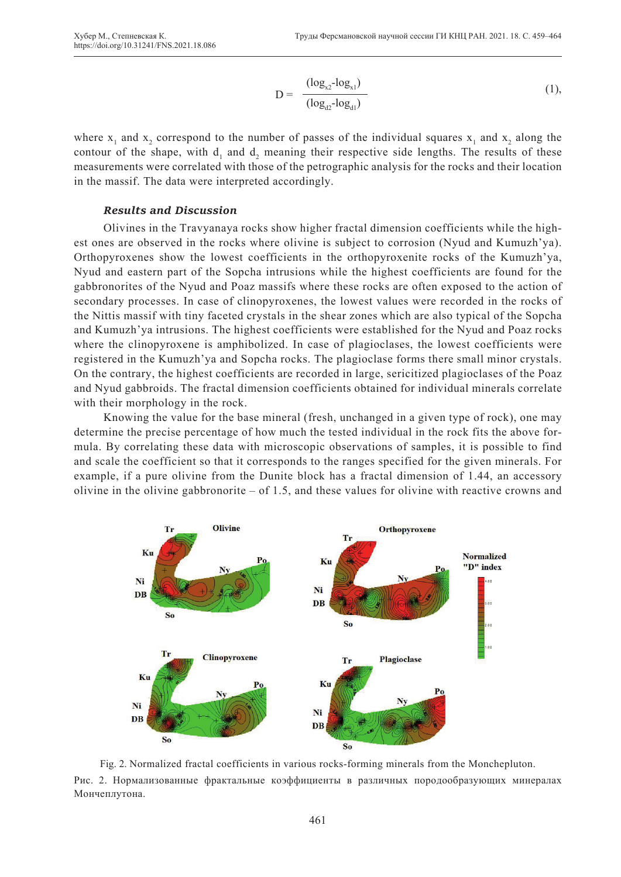$$D = \frac{(\log_{x2}-\log_{x1})}{(\log_{d2}-\log_{d1})} \quad (1),$$

where $x_1$ and $x_2$ correspond to the number of passes of the individual squares $x_1$ and $x_2$ along the contour of the shape, with $d_1$ and $d_2$ meaning their respective side lengths. The results of these measurements were correlated with those of the petrographic analysis for the rocks and their location in the massif. The data were interpreted accordingly.

### *Results and Discussion*

Olivines in the Travyanaya rocks show higher fractal dimension coefficients while the highest ones are observed in the rocks where olivine is subject to corrosion (Nyud and Kumuzh'ya). Orthopyroxenes show the lowest coefficients in the orthopyroxenite rocks of the Kumuzh'ya, Nyud and eastern part of the Sopcha intrusions while the highest coefficients are found for the gabbronorites of the Nyud and Poaz massifs where these rocks are often exposed to the action of secondary processes. In case of clinopyroxenes, the lowest values were recorded in the rocks of the Nittis massif with tiny faceted crystals in the shear zones which are also typical of the Sopcha and Kumuzh'ya intrusions. The highest coefficients were established for the Nyud and Poaz rocks where the clinopyroxene is amphibolized. In case of plagioclases, the lowest coefficients were registered in the Kumuzh'ya and Sopcha rocks. The plagioclase forms there small minor crystals. On the contrary, the highest coefficients are recorded in large, sericitized plagioclases of the Poaz and Nyud gabbroids. The fractal dimension coefficients obtained for individual minerals correlate with their morphology in the rock.

Knowing the value for the base mineral (fresh, unchanged in a given type of rock), one may determine the precise percentage of how much the tested individual in the rock fits the above formula. By correlating these data with microscopic observations of samples, it is possible to find and scale the coefficient so that it corresponds to the ranges specified for the given minerals. For example, if a pure olivine from the Dunite block has a fractal dimension of 1.44, an accessory olivine in the olivine gabbronorite – of 1.5, and these values for olivine with reactive crowns and

Fig. 2. Normalized fractal coefficients in various rocks-forming minerals from the Monchepluton.

Рис. 2. Нормализованные фрактальные коэффициенты в различных породообразующих минералах Мончеплутона.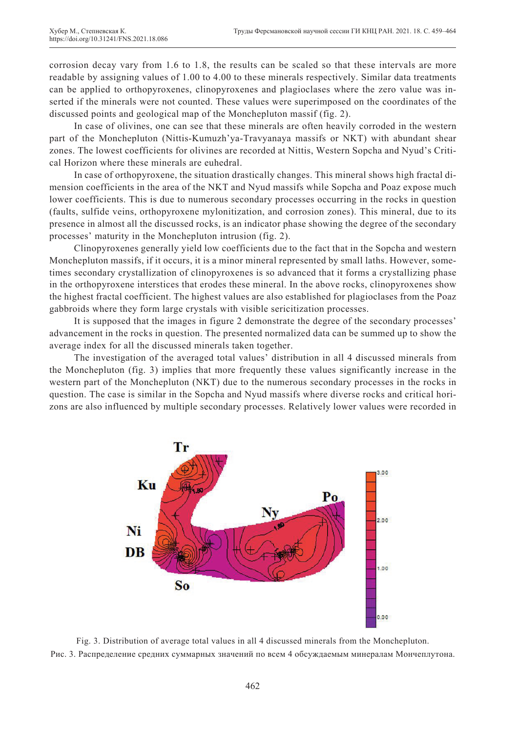corrosion decay vary from 1.6 to 1.8, the results can be scaled so that these intervals are more readable by assigning values of 1.00 to 4.00 to these minerals respectively. Similar data treatments can be applied to orthopyroxenes, clinopyroxenes and plagioclases where the zero value was inserted if the minerals were not counted. These values were superimposed on the coordinates of the discussed points and geological map of the Monchepluton massif (fig. 2).

In case of olivines, one can see that these minerals are often heavily corroded in the western part of the Monchepluton (Nittis-Kumuzh'ya-Travyanaya massifs or NKT) with abundant shear zones. The lowest coefficients for olivines are recorded at Nittis, Western Sopcha and Nyud's Critical Horizon where these minerals are euhedral.

In case of orthopyroxene, the situation drastically changes. This mineral shows high fractal dimension coefficients in the area of the NKT and Nyud massifs while Sopcha and Poaz expose much lower coefficients. This is due to numerous secondary processes occurring in the rocks in question (faults, sulfide veins, orthopyroxene mylonitization, and corrosion zones). This mineral, due to its presence in almost all the discussed rocks, is an indicator phase showing the degree of the secondary processes' maturity in the Monchepluton intrusion (fig. 2).

Clinopyroxenes generally yield low coefficients due to the fact that in the Sopcha and western Monchepluton massifs, if it occurs, it is a minor mineral represented by small laths. However, sometimes secondary crystallization of clinopyroxenes is so advanced that it forms a crystallizing phase in the orthopyroxene interstices that erodes these mineral. In the above rocks, clinopyroxenes show the highest fractal coefficient. The highest values are also established for plagioclases from the Poaz gabbroids where they form large crystals with visible sericitization processes.

It is supposed that the images in figure 2 demonstrate the degree of the secondary processes' advancement in the rocks in question. The presented normalized data can be summed up to show the average index for all the discussed minerals taken together.

The investigation of the averaged total values' distribution in all 4 discussed minerals from the Monchepluton (fig. 3) implies that more frequently these values significantly increase in the western part of the Monchepluton (NKT) due to the numerous secondary processes in the rocks in question. The case is similar in the Sopcha and Nyud massifs where diverse rocks and critical horizons are also influenced by multiple secondary processes. Relatively lower values were recorded in

Fig. 3. Distribution of average total values in all 4 discussed minerals from the Monchepluton.

Рис. 3. Распределение средних суммарных значений по всем 4 обсуждаемым минералам Мончеплутона.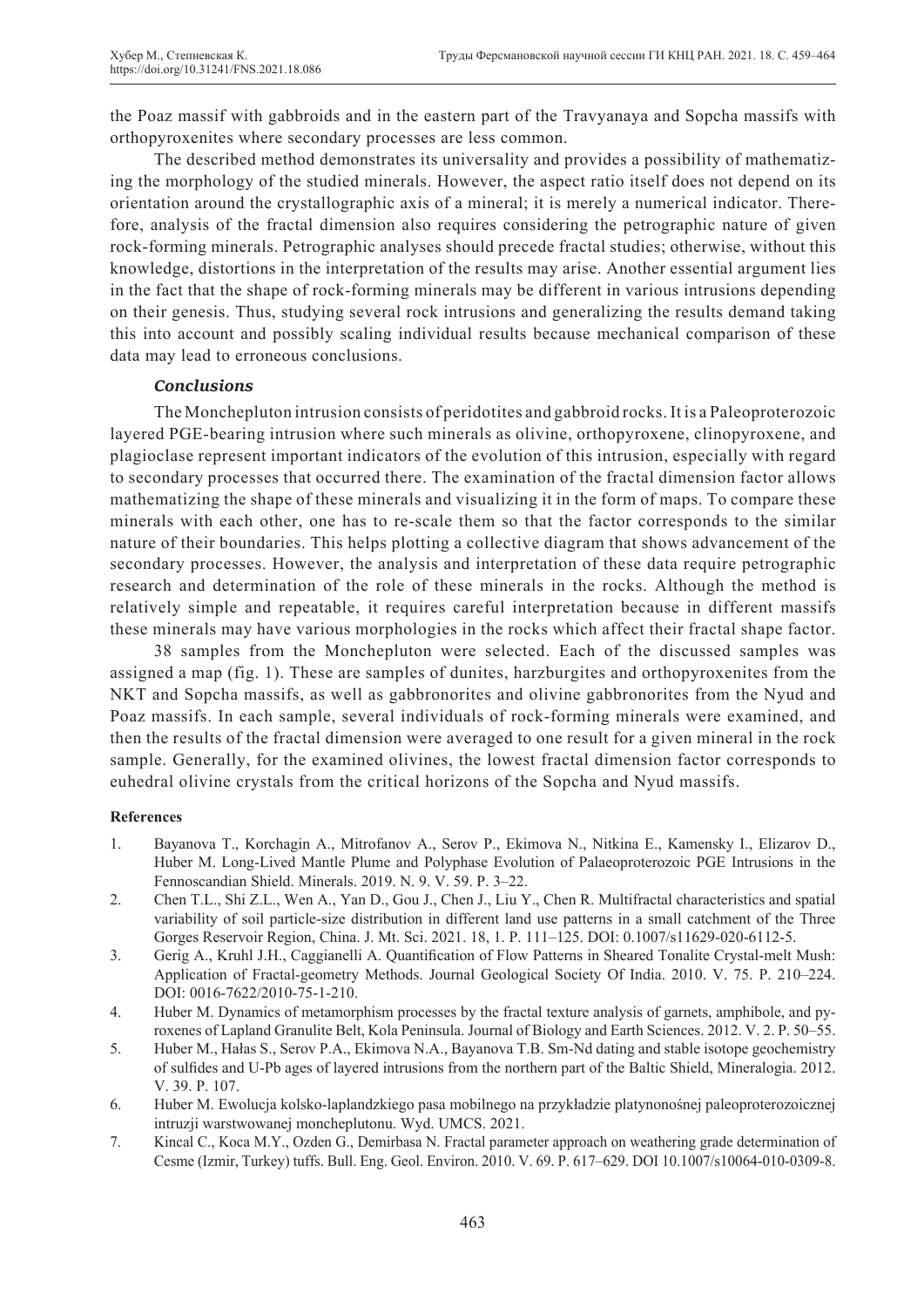the Poaz massif with gabbroids and in the eastern part of the Travyanaya and Sopcha massifs with orthopyroxenites where secondary processes are less common.

The described method demonstrates its universality and provides a possibility of mathematizing the morphology of the studied minerals. However, the aspect ratio itself does not depend on its orientation around the crystallographic axis of a mineral; it is merely a numerical indicator. Therefore, analysis of the fractal dimension also requires considering the petrographic nature of given rock-forming minerals. Petrographic analyses should precede fractal studies; otherwise, without this knowledge, distortions in the interpretation of the results may arise. Another essential argument lies in the fact that the shape of rock-forming minerals may be different in various intrusions depending on their genesis. Thus, studying several rock intrusions and generalizing the results demand taking this into account and possibly scaling individual results because mechanical comparison of these data may lead to erroneous conclusions.

### *Conclusions*

The Monchepluton intrusion consists of peridotites and gabbroid rocks. It is a Paleoproterozoic layered PGE-bearing intrusion where such minerals as olivine, orthopyroxene, clinopyroxene, and plagioclase represent important indicators of the evolution of this intrusion, especially with regard to secondary processes that occurred there. The examination of the fractal dimension factor allows mathematizing the shape of these minerals and visualizing it in the form of maps. To compare these minerals with each other, one has to re-scale them so that the factor corresponds to the similar nature of their boundaries. This helps plotting a collective diagram that shows advancement of the secondary processes. However, the analysis and interpretation of these data require petrographic research and determination of the role of these minerals in the rocks. Although the method is relatively simple and repeatable, it requires careful interpretation because in different massifs these minerals may have various morphologies in the rocks which affect their fractal shape factor.

38 samples from the Monchepluton were selected. Each of the discussed samples was assigned a map (fig. 1). These are samples of dunites, harzburgites and orthopyroxenites from the NKT and Sopcha massifs, as well as gabbronorites and olivine gabbronorites from the Nyud and Poaz massifs. In each sample, several individuals of rock-forming minerals were examined, and then the results of the fractal dimension were averaged to one result for a given mineral in the rock sample. Generally, for the examined olivines, the lowest fractal dimension factor corresponds to euhedral olivine crystals from the critical horizons of the Sopcha and Nyud massifs.

**References**

1. Bayanova T., Korchagin A., Mitrofanov A., Serov P., Ekimova N., Nitkina E., Kamensky I., Elizarov D., Huber M. Long-Lived Mantle Plume and Polyphase Evolution of Palaeoproterozoic PGE Intrusions in the Fennoscandian Shield. Minerals. 2019. N. 9. V. 59. P. 3–22.
2. Chen T.L., Shi Z.L., Wen A., Yan D., Gou J., Chen J., Liu Y., Chen R. Multifractal characteristics and spatial variability of soil particle-size distribution in different land use patterns in a small catchment of the Three Gorges Reservoir Region, China. J. Mt. Sci. 2021. 18, 1. P. 111–125. DOI: 0.1007/s11629-020-6112-5.
3. Gerig A., Kruhl J.H., Caggianelli A. Quantification of Flow Patterns in Sheared Tonalite Crystal-melt Mush: Application of Fractal-geometry Methods. Journal Geological Society Of India. 2010. V. 75. P. 210–224. DOI: 0016-7622/2010-75-1-210.
4. Huber M. Dynamics of metamorphism processes by the fractal texture analysis of garnets, amphibole, and pyroxenes of Lapland Granulite Belt, Kola Peninsula. Journal of Biology and Earth Sciences. 2012. V. 2. P. 50–55.
5. Huber M., Hałas S., Serov P.A., Ekimova N.A., Bayanova T.B. Sm-Nd dating and stable isotope geochemistry of sulfides and U-Pb ages of layered intrusions from the northern part of the Baltic Shield, Mineralogia. 2012. V. 39. P. 107.
6. Huber M. Ewolucja kolsko-laplandzkiego pasa mobilnego na przykładzie platynonośnej paleoproterozoicznej intruzji warstwowanej moncheplutonu. Wyd. UMCS. 2021.
7. Kincal C., Koca M.Y., Ozden G., Demirbasa N. Fractal parameter approach on weathering grade determination of Cesme (Izmir, Turkey) tuffs. Bull. Eng. Geol. Environ. 2010. V. 69. P. 617–629. DOI 10.1007/s10064-010-0309-8.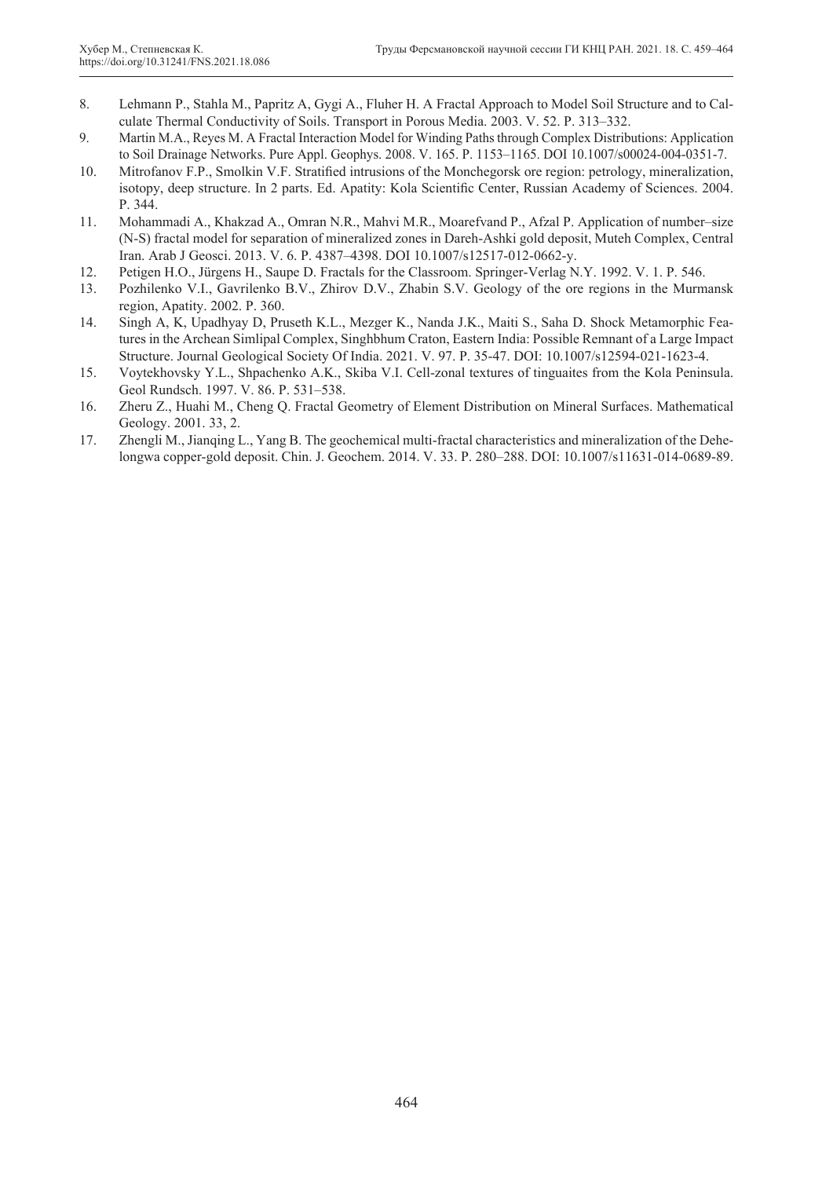8. Lehmann P., Stahla M., Papritz A, Gygi A., Fluher H. A Fractal Approach to Model Soil Structure and to Calculate Thermal Conductivity of Soils. Transport in Porous Media. 2003. V. 52. P. 313–332.
9. Martin M.A., Reyes M. A Fractal Interaction Model for Winding Paths through Complex Distributions: Application to Soil Drainage Networks. Pure Appl. Geophys. 2008. V. 165. P. 1153–1165. DOI 10.1007/s00024-004-0351-7.
10. Mitrofanov F.P., Smolkin V.F. Stratified intrusions of the Monchegorsk ore region: petrology, mineralization, isotopy, deep structure. In 2 parts. Ed. Apatity: Kola Scientific Center, Russian Academy of Sciences. 2004. P. 344.
11. Mohammadi A., Khakzad A., Omran N.R., Mahvi M.R., Moarefvand P., Afzal P. Application of number–size (N-S) fractal model for separation of mineralized zones in Dareh-Ashki gold deposit, Muteh Complex, Central Iran. Arab J Geosci. 2013. V. 6. P. 4387–4398. DOI 10.1007/s12517-012-0662-y.
12. Petigen H.O., Jürgens H., Saupe D. Fractals for the Classroom. Springer-Verlag N.Y. 1992. V. 1. P. 546.
13. Pozhilenko V.I., Gavrilenko B.V., Zhirov D.V., Zhabin S.V. Geology of the ore regions in the Murmansk region, Apatity. 2002. P. 360.
14. Singh A, K, Upadhyay D, Pruseth K.L., Mezger K., Nanda J.K., Maiti S., Saha D. Shock Metamorphic Features in the Archean Simlipal Complex, Singhbhum Craton, Eastern India: Possible Remnant of a Large Impact Structure. Journal Geological Society Of India. 2021. V. 97. P. 35-47. DOI: 10.1007/s12594-021-1623-4.
15. Voytekhovsky Y.L., Shpachenko A.K., Skiba V.I. Cell-zonal textures of tinguaites from the Kola Peninsula. Geol Rundsch. 1997. V. 86. P. 531–538.
16. Zheru Z., Huahi M., Cheng Q. Fractal Geometry of Element Distribution on Mineral Surfaces. Mathematical Geology. 2001. 33, 2.
17. Zhengli M., Jianqing L., Yang B. The geochemical multi-fractal characteristics and mineralization of the Dehelongwa copper-gold deposit. Chin. J. Geochem. 2014. V. 33. P. 280–288. DOI: 10.1007/s11631-014-0689-89.